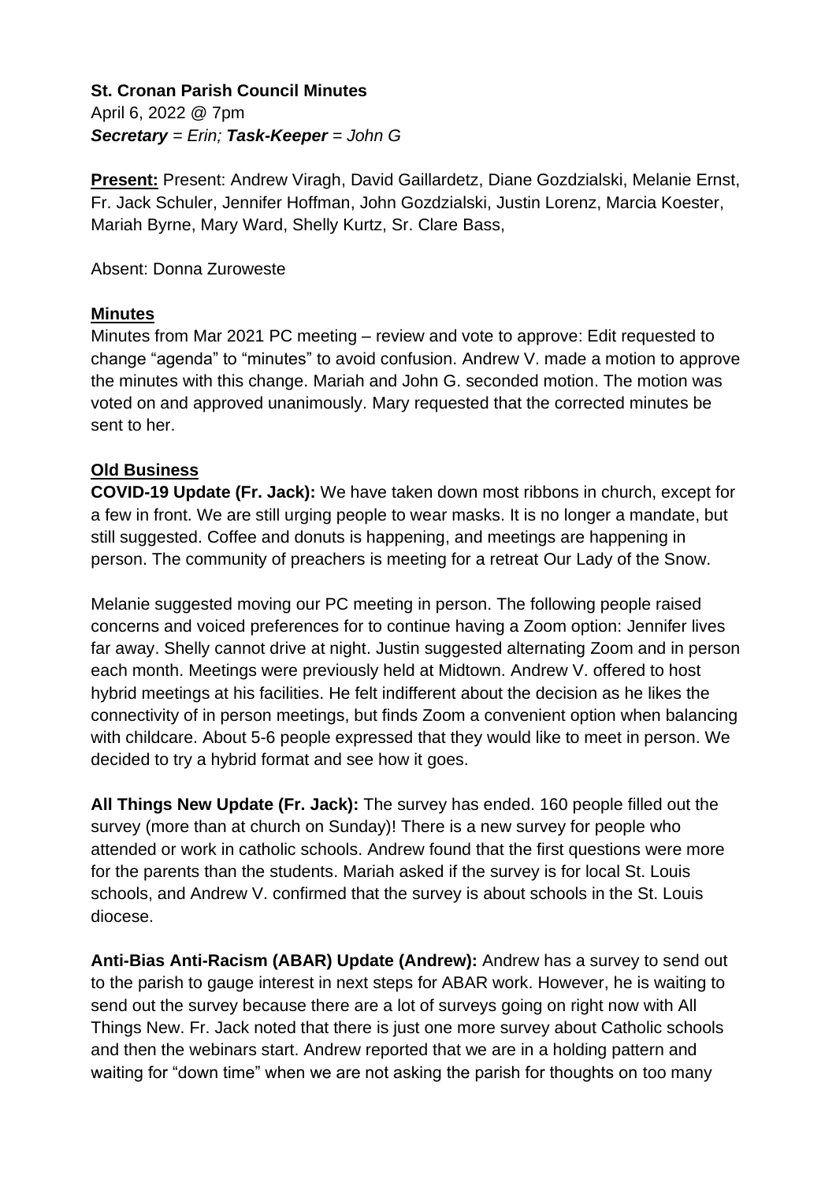**St. Cronan Parish Council Minutes**
April 6, 2022 @ 7pm
***Secretary** = Erin; **Task-Keeper** = John G*

**Present:** Present: Andrew Viragh, David Gaillardetz, Diane Gozdzialski, Melanie Ernst, Fr. Jack Schuler, Jennifer Hoffman, John Gozdzialski, Justin Lorenz, Marcia Koester, Mariah Byrne, Mary Ward, Shelly Kurtz, Sr. Clare Bass,

Absent: Donna Zuroweste

**Minutes**

Minutes from Mar 2021 PC meeting – review and vote to approve: Edit requested to change "agenda" to "minutes" to avoid confusion. Andrew V. made a motion to approve the minutes with this change. Mariah and John G. seconded motion. The motion was voted on and approved unanimously. Mary requested that the corrected minutes be sent to her.

**Old Business**

**COVID-19 Update (Fr. Jack):** We have taken down most ribbons in church, except for a few in front. We are still urging people to wear masks. It is no longer a mandate, but still suggested. Coffee and donuts is happening, and meetings are happening in person. The community of preachers is meeting for a retreat Our Lady of the Snow.

Melanie suggested moving our PC meeting in person. The following people raised concerns and voiced preferences for to continue having a Zoom option: Jennifer lives far away. Shelly cannot drive at night. Justin suggested alternating Zoom and in person each month. Meetings were previously held at Midtown. Andrew V. offered to host hybrid meetings at his facilities. He felt indifferent about the decision as he likes the connectivity of in person meetings, but finds Zoom a convenient option when balancing with childcare. About 5-6 people expressed that they would like to meet in person. We decided to try a hybrid format and see how it goes.

**All Things New Update (Fr. Jack):** The survey has ended. 160 people filled out the survey (more than at church on Sunday)! There is a new survey for people who attended or work in catholic schools. Andrew found that the first questions were more for the parents than the students. Mariah asked if the survey is for local St. Louis schools, and Andrew V. confirmed that the survey is about schools in the St. Louis diocese.

**Anti-Bias Anti-Racism (ABAR) Update (Andrew):** Andrew has a survey to send out to the parish to gauge interest in next steps for ABAR work. However, he is waiting to send out the survey because there are a lot of surveys going on right now with All Things New. Fr. Jack noted that there is just one more survey about Catholic schools and then the webinars start. Andrew reported that we are in a holding pattern and waiting for "down time" when we are not asking the parish for thoughts on too many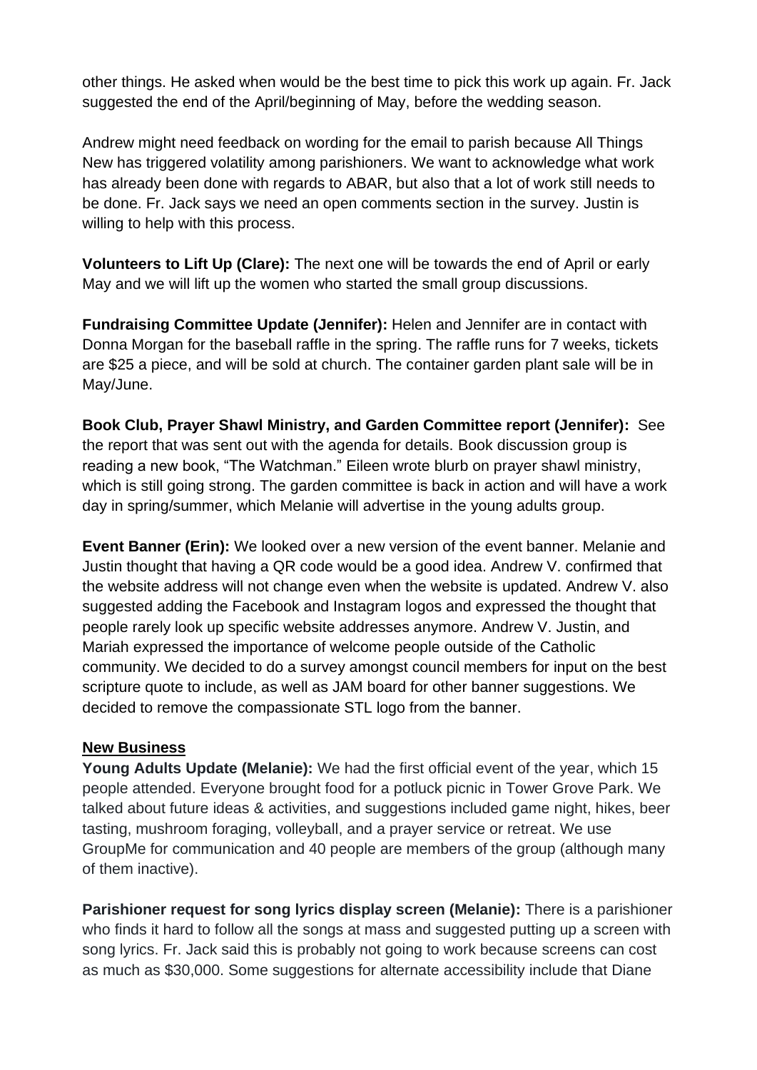other things. He asked when would be the best time to pick this work up again. Fr. Jack suggested the end of the April/beginning of May, before the wedding season.

Andrew might need feedback on wording for the email to parish because All Things New has triggered volatility among parishioners. We want to acknowledge what work has already been done with regards to ABAR, but also that a lot of work still needs to be done. Fr. Jack says we need an open comments section in the survey. Justin is willing to help with this process.

**Volunteers to Lift Up (Clare):** The next one will be towards the end of April or early May and we will lift up the women who started the small group discussions.

**Fundraising Committee Update (Jennifer):** Helen and Jennifer are in contact with Donna Morgan for the baseball raffle in the spring. The raffle runs for 7 weeks, tickets are $25 a piece, and will be sold at church. The container garden plant sale will be in May/June.

**Book Club, Prayer Shawl Ministry, and Garden Committee report (Jennifer):** See the report that was sent out with the agenda for details. Book discussion group is reading a new book, "The Watchman." Eileen wrote blurb on prayer shawl ministry, which is still going strong. The garden committee is back in action and will have a work day in spring/summer, which Melanie will advertise in the young adults group.

**Event Banner (Erin):** We looked over a new version of the event banner. Melanie and Justin thought that having a QR code would be a good idea. Andrew V. confirmed that the website address will not change even when the website is updated. Andrew V. also suggested adding the Facebook and Instagram logos and expressed the thought that people rarely look up specific website addresses anymore. Andrew V. Justin, and Mariah expressed the importance of welcome people outside of the Catholic community. We decided to do a survey amongst council members for input on the best scripture quote to include, as well as JAM board for other banner suggestions. We decided to remove the compassionate STL logo from the banner.

**New Business**

**Young Adults Update (Melanie):** We had the first official event of the year, which 15 people attended. Everyone brought food for a potluck picnic in Tower Grove Park. We talked about future ideas & activities, and suggestions included game night, hikes, beer tasting, mushroom foraging, volleyball, and a prayer service or retreat. We use GroupMe for communication and 40 people are members of the group (although many of them inactive).

**Parishioner request for song lyrics display screen (Melanie):** There is a parishioner who finds it hard to follow all the songs at mass and suggested putting up a screen with song lyrics. Fr. Jack said this is probably not going to work because screens can cost as much as $30,000. Some suggestions for alternate accessibility include that Diane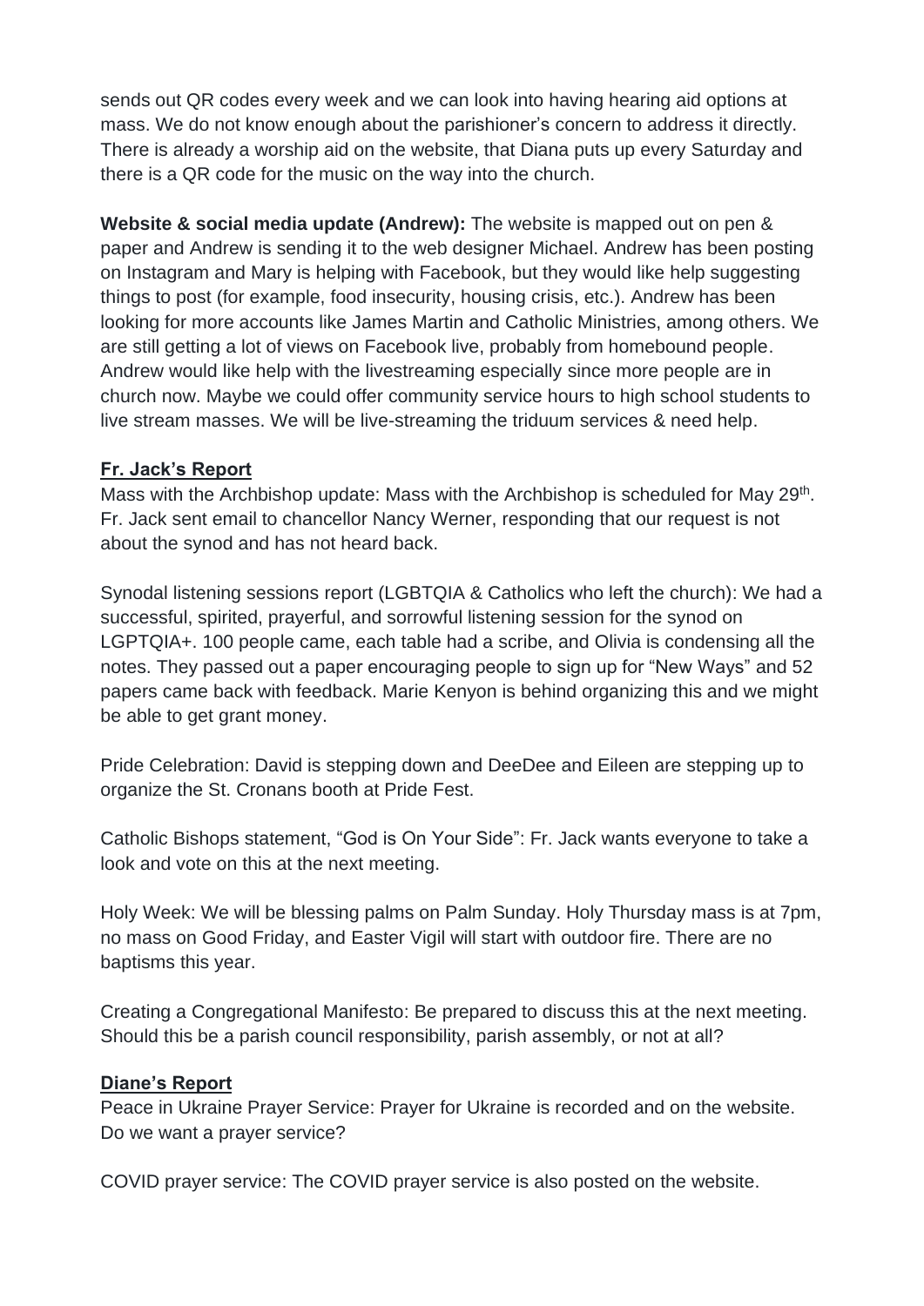sends out QR codes every week and we can look into having hearing aid options at mass. We do not know enough about the parishioner's concern to address it directly. There is already a worship aid on the website, that Diana puts up every Saturday and there is a QR code for the music on the way into the church.

**Website & social media update (Andrew):** The website is mapped out on pen & paper and Andrew is sending it to the web designer Michael. Andrew has been posting on Instagram and Mary is helping with Facebook, but they would like help suggesting things to post (for example, food insecurity, housing crisis, etc.). Andrew has been looking for more accounts like James Martin and Catholic Ministries, among others. We are still getting a lot of views on Facebook live, probably from homebound people. Andrew would like help with the livestreaming especially since more people are in church now. Maybe we could offer community service hours to high school students to live stream masses. We will be live-streaming the triduum services & need help.

## Fr. Jack's Report

Mass with the Archbishop update: Mass with the Archbishop is scheduled for May 29th. Fr. Jack sent email to chancellor Nancy Werner, responding that our request is not about the synod and has not heard back.

Synodal listening sessions report (LGBTQIA & Catholics who left the church): We had a successful, spirited, prayerful, and sorrowful listening session for the synod on LGPTQIA+. 100 people came, each table had a scribe, and Olivia is condensing all the notes. They passed out a paper encouraging people to sign up for "New Ways" and 52 papers came back with feedback. Marie Kenyon is behind organizing this and we might be able to get grant money.

Pride Celebration: David is stepping down and DeeDee and Eileen are stepping up to organize the St. Cronans booth at Pride Fest.

Catholic Bishops statement, "God is On Your Side": Fr. Jack wants everyone to take a look and vote on this at the next meeting.

Holy Week: We will be blessing palms on Palm Sunday. Holy Thursday mass is at 7pm, no mass on Good Friday, and Easter Vigil will start with outdoor fire. There are no baptisms this year.

Creating a Congregational Manifesto: Be prepared to discuss this at the next meeting. Should this be a parish council responsibility, parish assembly, or not at all?

## Diane's Report

Peace in Ukraine Prayer Service: Prayer for Ukraine is recorded and on the website. Do we want a prayer service?

COVID prayer service: The COVID prayer service is also posted on the website.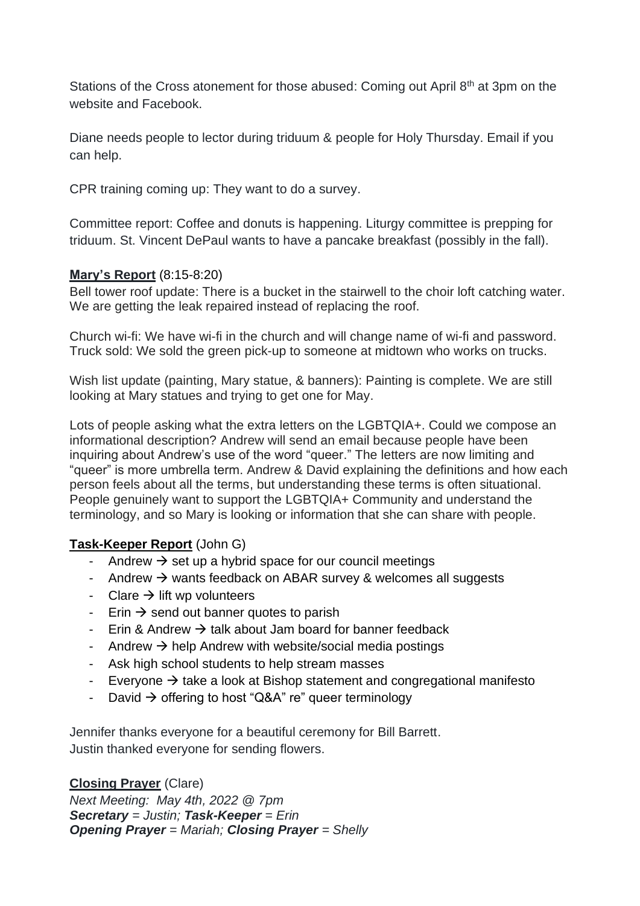Stations of the Cross atonement for those abused: Coming out April 8th at 3pm on the website and Facebook.

Diane needs people to lector during triduum & people for Holy Thursday. Email if you can help.

CPR training coming up: They want to do a survey.

Committee report: Coffee and donuts is happening. Liturgy committee is prepping for triduum. St. Vincent DePaul wants to have a pancake breakfast (possibly in the fall).

**Mary's Report** (8:15-8:20)

Bell tower roof update: There is a bucket in the stairwell to the choir loft catching water. We are getting the leak repaired instead of replacing the roof.

Church wi-fi: We have wi-fi in the church and will change name of wi-fi and password.
Truck sold: We sold the green pick-up to someone at midtown who works on trucks.

Wish list update (painting, Mary statue, & banners): Painting is complete. We are still looking at Mary statues and trying to get one for May.

Lots of people asking what the extra letters on the LGBTQIA+. Could we compose an informational description? Andrew will send an email because people have been inquiring about Andrew's use of the word "queer." The letters are now limiting and "queer" is more umbrella term. Andrew & David explaining the definitions and how each person feels about all the terms, but understanding these terms is often situational. People genuinely want to support the LGBTQIA+ Community and understand the terminology, and so Mary is looking or information that she can share with people.

**Task-Keeper Report** (John G)

- Andrew → set up a hybrid space for our council meetings
- Andrew → wants feedback on ABAR survey & welcomes all suggests
- Clare → lift wp volunteers
- Erin → send out banner quotes to parish
- Erin & Andrew → talk about Jam board for banner feedback
- Andrew → help Andrew with website/social media postings
- Ask high school students to help stream masses
- Everyone → take a look at Bishop statement and congregational manifesto
- David → offering to host "Q&A" re" queer terminology

Jennifer thanks everyone for a beautiful ceremony for Bill Barrett.
Justin thanked everyone for sending flowers.

**Closing Prayer** (Clare)

*Next Meeting: May 4th, 2022 @ 7pm*
***Secretary*** *= Justin;* ***Task-Keeper*** *= Erin*
***Opening Prayer*** *= Mariah;* ***Closing Prayer*** *= Shelly*